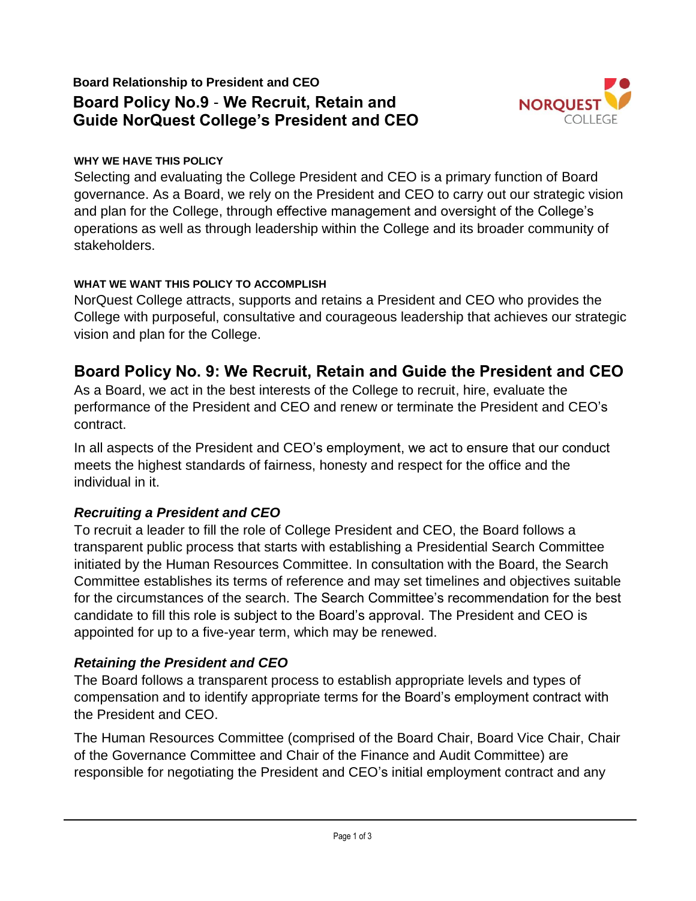**Board Relationship to President and CEO**

# Board Policy No.9 - We Recruit, Retain and Guide NorQuest College's President and CEO

#### WHY WE HAVE THIS POLICY

Selecting and evaluating the College President and CEO is a primary function of Board governance. As a Board, we rely on the President and CEO to carry out our strategic vision and plan for the College, through effective management and oversight of the College's operations as well as through leadership within the College and its broader community of stakeholders.

#### WHAT WE WANT THIS POLICY TO ACCOMPLISH

NorQuest College attracts, supports and retains a President and CEO who provides the College with purposeful, consultative and courageous leadership that achieves our strategic vision and plan for the College.

## Board Policy No. 9: We Recruit, Retain and Guide the President and CEO

As a Board, we act in the best interests of the College to recruit, hire, evaluate the performance of the President and CEO and renew or terminate the President and CEO's contract.

In all aspects of the President and CEO's employment, we act to ensure that our conduct meets the highest standards of fairness, honesty and respect for the office and the individual in it.

### *Recruiting a President and CEO*

To recruit a leader to fill the role of College President and CEO, the Board follows a transparent public process that starts with establishing a Presidential Search Committee initiated by the Human Resources Committee. In consultation with the Board, the Search Committee establishes its terms of reference and may set timelines and objectives suitable for the circumstances of the search. The Search Committee's recommendation for the best candidate to fill this role is subject to the Board's approval. The President and CEO is appointed for up to a five-year term, which may be renewed.

### *Retaining the President and CEO*

The Board follows a transparent process to establish appropriate levels and types of compensation and to identify appropriate terms for the Board's employment contract with the President and CEO.

The Human Resources Committee (comprised of the Board Chair, Board Vice Chair, Chair of the Governance Committee and Chair of the Finance and Audit Committee) are responsible for negotiating the President and CEO's initial employment contract and any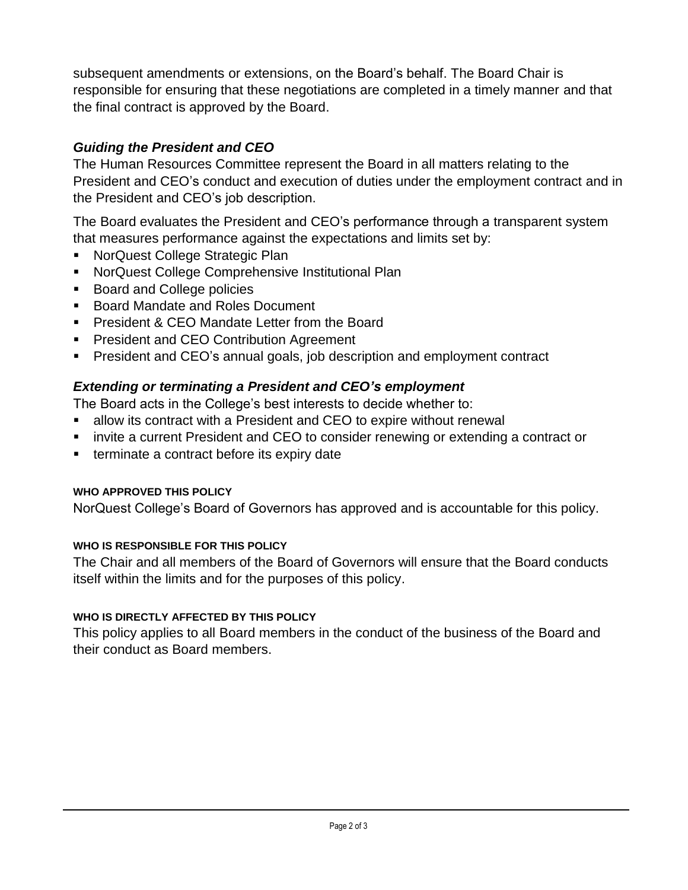subsequent amendments or extensions, on the Board's behalf. The Board Chair is responsible for ensuring that these negotiations are completed in a timely manner and that the final contract is approved by the Board.

### *Guiding the President and CEO*

The Human Resources Committee represent the Board in all matters relating to the President and CEO's conduct and execution of duties under the employment contract and in the President and CEO's job description.

The Board evaluates the President and CEO's performance through a transparent system that measures performance against the expectations and limits set by:

- NorQuest College Strategic Plan
- NorQuest College Comprehensive Institutional Plan
- Board and College policies
- Board Mandate and Roles Document
- President & CEO Mandate Letter from the Board
- President and CEO Contribution Agreement
- President and CEO's annual goals, job description and employment contract

### *Extending or terminating a President and CEO's employment*

The Board acts in the College's best interests to decide whether to:

- allow its contract with a President and CEO to expire without renewal
- invite a current President and CEO to consider renewing or extending a contract or
- terminate a contract before its expiry date

#### WHO APPROVED THIS POLICY

NorQuest College's Board of Governors has approved and is accountable for this policy.

#### WHO IS RESPONSIBLE FOR THIS POLICY

The Chair and all members of the Board of Governors will ensure that the Board conducts itself within the limits and for the purposes of this policy.

#### WHO IS DIRECTLY AFFECTED BY THIS POLICY

This policy applies to all Board members in the conduct of the business of the Board and their conduct as Board members.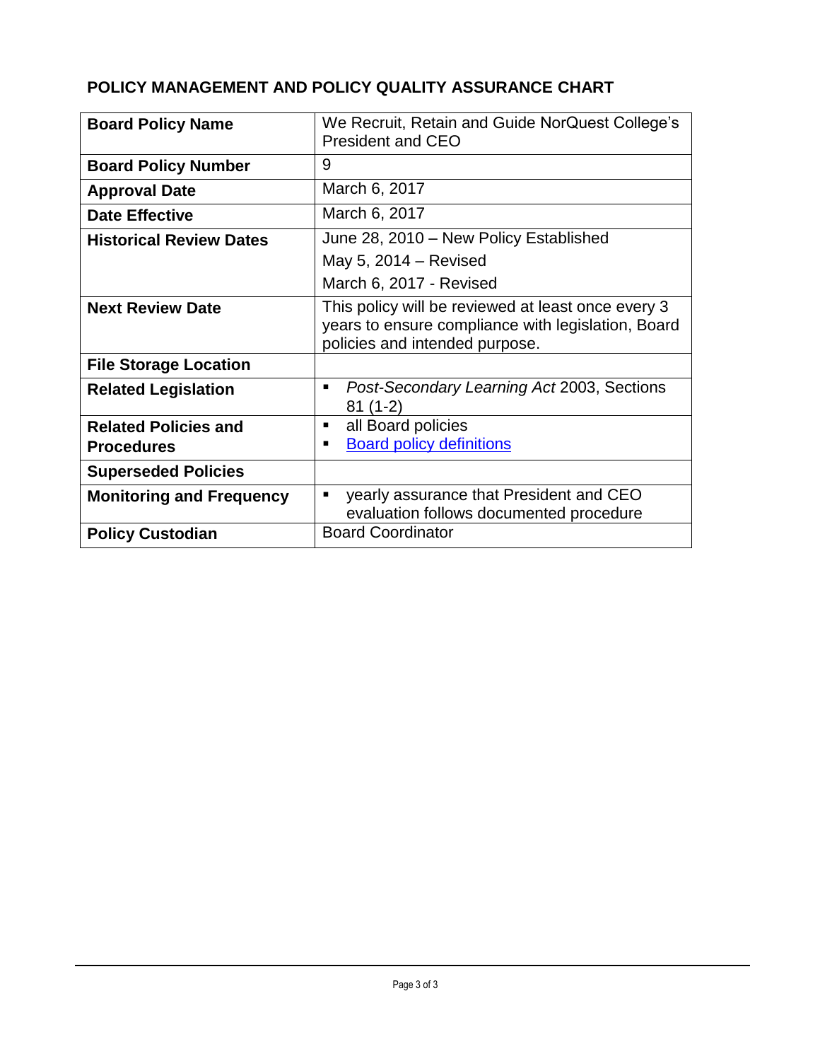## POLICY MANAGEMENT AND POLICY QUALITY ASSURANCE CHART

| | |
|---|---|
| **Board Policy Name** | We Recruit, Retain and Guide NorQuest College's President and CEO |
| **Board Policy Number** | 9 |
| **Approval Date** | March 6, 2017 |
| **Date Effective** | March 6, 2017 |
| **Historical Review Dates** | June 28, 2010 – New Policy Established<br>May 5, 2014 – Revised<br>March 6, 2017 - Revised |
| **Next Review Date** | This policy will be reviewed at least once every 3 years to ensure compliance with legislation, Board policies and intended purpose. |
| **File Storage Location** | |
| **Related Legislation** | ▪ *Post-Secondary Learning Act* 2003, Sections 81 (1-2) |
| **Related Policies and Procedures** | ▪ all Board policies<br>▪ Board policy definitions |
| **Superseded Policies** | |
| **Monitoring and Frequency** | ▪ yearly assurance that President and CEO evaluation follows documented procedure |
| **Policy Custodian** | Board Coordinator |